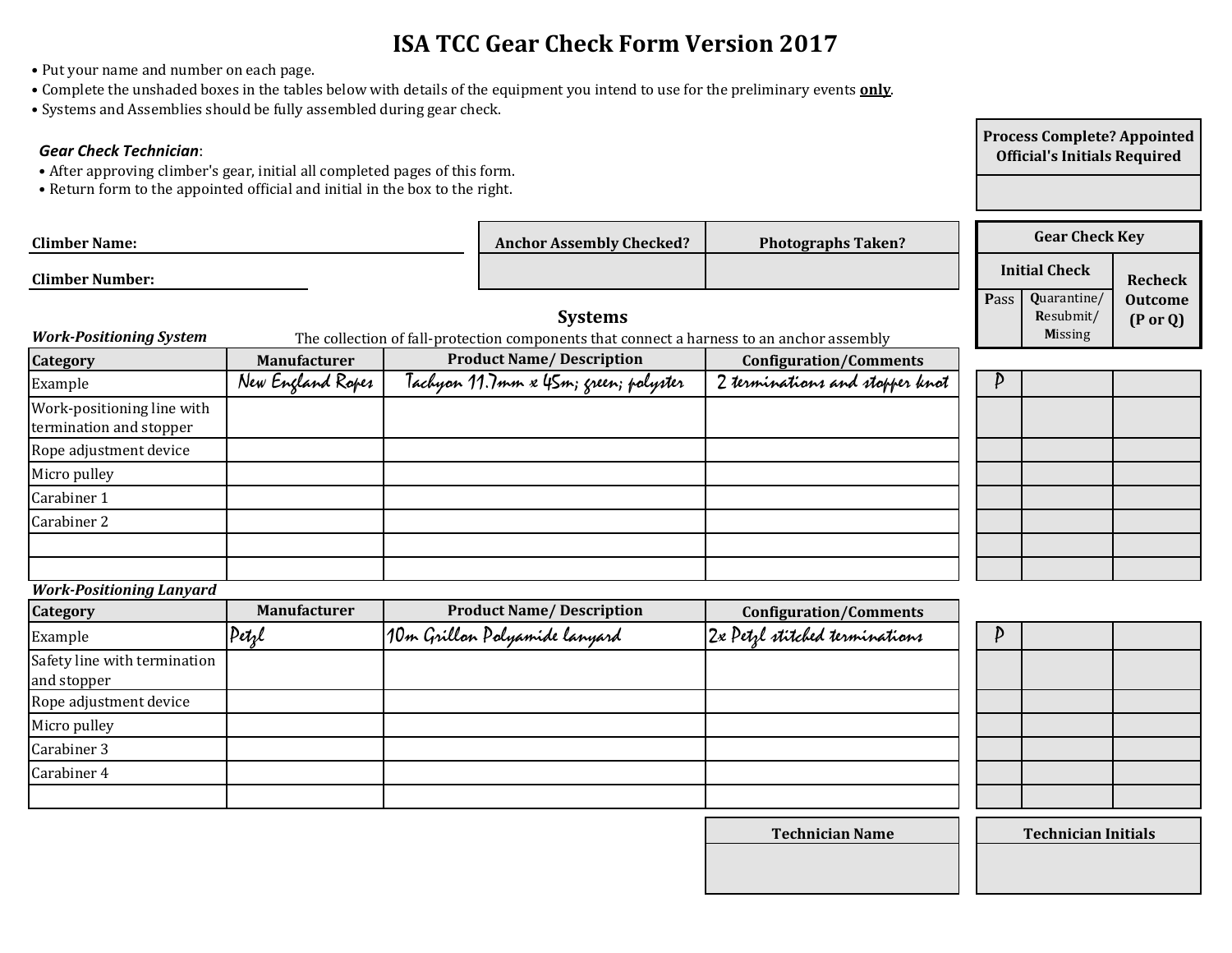# ISA TCC Gear Check Form Version 2017

- Put your name and number on each page.
- Complete the unshaded boxes in the tables below with details of the equipment you intend to use for the preliminary events **only**.
- Systems and Assemblies should be fully assembled during gear check.

***Gear Check Technician***:

- After approving climber's gear, initial all completed pages of this form.
- Return form to the appointed official and initial in the box to the right.

| Process Complete? Appointed Official's Initials Required |
|---|
| |

**Climber Name:** \_\_\_\_\_\_\_\_\_\_\_\_\_\_\_\_\_\_\_\_

**Climber Number:** \_\_\_\_\_\_\_\_\_\_\_\_\_\_\_\_\_\_\_\_

| Anchor Assembly Checked? | Photographs Taken? |
|---|---|
| | |

| Gear Check Key | | |
|---|---|---|
| Initial Check | | Recheck Outcome (P or Q) |
| **P**ass | **Q**uarantine/ **R**esubmit/ **M**issing | |

## Systems

***Work-Positioning System*** — The collection of fall-protection components that connect a harness to an anchor assembly

| Category | Manufacturer | Product Name/ Description | Configuration/Comments | Pass | Quarantine/ Resubmit/ Missing | Recheck Outcome (P or Q) |
|---|---|---|---|---|---|---|
| Example | New England Ropes | Tachyon 11.7mm x 45m; green; polyster | 2 terminations and stopper knot | P | | |
| Work-positioning line with termination and stopper | | | | | | |
| Rope adjustment device | | | | | | |
| Micro pulley | | | | | | |
| Carabiner 1 | | | | | | |
| Carabiner 2 | | | | | | |
| | | | | | | |
| | | | | | | |

***Work-Positioning Lanyard***

| Category | Manufacturer | Product Name/ Description | Configuration/Comments | Pass | Quarantine/ Resubmit/ Missing | Recheck Outcome (P or Q) |
|---|---|---|---|---|---|---|
| Example | Petzl | 10m Grillon Polyamide lanyard | 2x Petzl stitched terminations | P | | |
| Safety line with termination and stopper | | | | | | |
| Rope adjustment device | | | | | | |
| Micro pulley | | | | | | |
| Carabiner 3 | | | | | | |
| Carabiner 4 | | | | | | |
| | | | | | | |

| Technician Name | Technician Initials |
|---|---|
| | |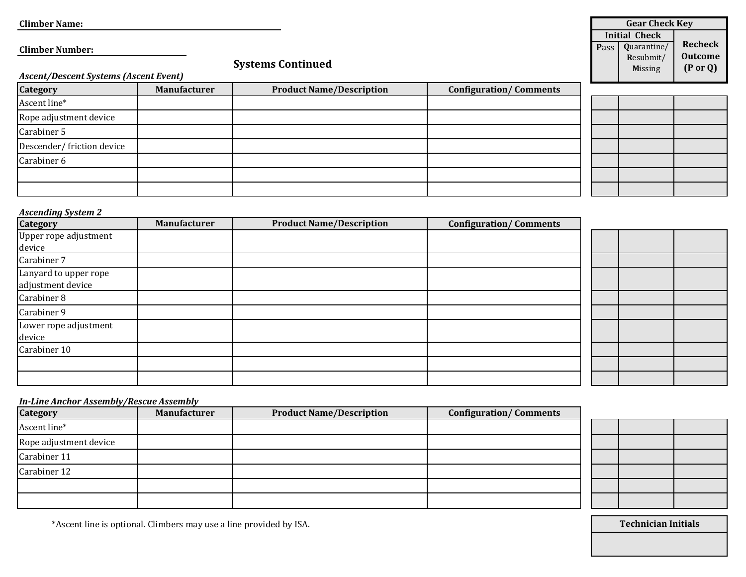**Climber Name:** ______________________________

**Climber Number:** ____________________

| Gear Check Key | | |
|---|---|---|
| Initial Check | | Recheck Outcome (P or Q) |
| **P**ass | **Q**uarantine/ **R**esubmit/ **M**issing | |

## Systems Continued

*Ascent/Descent Systems (Ascent Event)*

| Category | Manufacturer | Product Name/Description | Configuration/ Comments | Pass | Quarantine/ Resubmit/ Missing | Recheck Outcome (P or Q) |
|---|---|---|---|---|---|---|
| Ascent line* | | | | | | |
| Rope adjustment device | | | | | | |
| Carabiner 5 | | | | | | |
| Descender/ friction device | | | | | | |
| Carabiner 6 | | | | | | |
| | | | | | | |
| | | | | | | |

*Ascending System 2*

| Category | Manufacturer | Product Name/Description | Configuration/ Comments | Pass | Quarantine/ Resubmit/ Missing | Recheck Outcome (P or Q) |
|---|---|---|---|---|---|---|
| Upper rope adjustment device | | | | | | |
| Carabiner 7 | | | | | | |
| Lanyard to upper rope adjustment device | | | | | | |
| Carabiner 8 | | | | | | |
| Carabiner 9 | | | | | | |
| Lower rope adjustment device | | | | | | |
| Carabiner 10 | | | | | | |
| | | | | | | |
| | | | | | | |

*In-Line Anchor Assembly/Rescue Assembly*

| Category | Manufacturer | Product Name/Description | Configuration/ Comments | Pass | Quarantine/ Resubmit/ Missing | Recheck Outcome (P or Q) |
|---|---|---|---|---|---|---|
| Ascent line* | | | | | | |
| Rope adjustment device | | | | | | |
| Carabiner 11 | | | | | | |
| Carabiner 12 | | | | | | |
| | | | | | | |
| | | | | | | |

*Ascent line is optional. Climbers may use a line provided by ISA.

| Technician Initials |
|---|
| |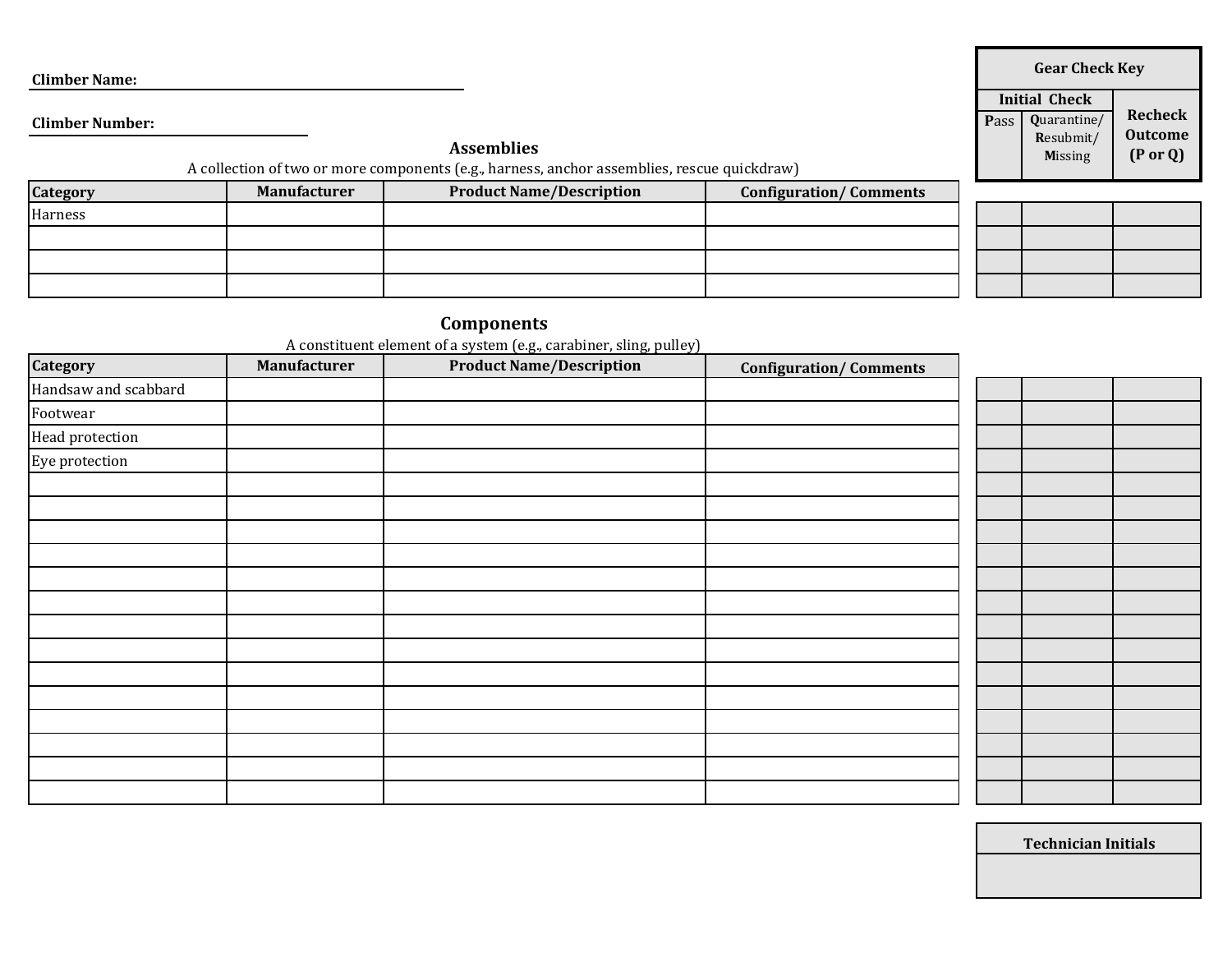**Climber Name:** ______________________

**Climber Number:** ______________

| Gear Check Key | | |
| --- | --- | --- |
| Initial Check | | Recheck Outcome (P or Q) |
| **P**ass | **Q**uarantine/ **R**esubmit/ **M**issing | |

## Assemblies

A collection of two or more components (e.g., harness, anchor assemblies, rescue quickdraw)

| Category | Manufacturer | Product Name/Description | Configuration/ Comments | P | Q/R/M | Recheck Outcome (P or Q) |
| --- | --- | --- | --- | --- | --- | --- |
| Harness | | | | | | |
| | | | | | | |
| | | | | | | |
| | | | | | | |

## Components

A constituent element of a system (e.g., carabiner, sling, pulley)

| Category | Manufacturer | Product Name/Description | Configuration/ Comments | P | Q/R/M | Recheck Outcome (P or Q) |
| --- | --- | --- | --- | --- | --- | --- |
| Handsaw and scabbard | | | | | | |
| Footwear | | | | | | |
| Head protection | | | | | | |
| Eye protection | | | | | | |
| | | | | | | |
| | | | | | | |
| | | | | | | |
| | | | | | | |
| | | | | | | |
| | | | | | | |
| | | | | | | |
| | | | | | | |
| | | | | | | |
| | | | | | | |
| | | | | | | |
| | | | | | | |
| | | | | | | |
| | | | | | | |

| Technician Initials |
| --- |
| |